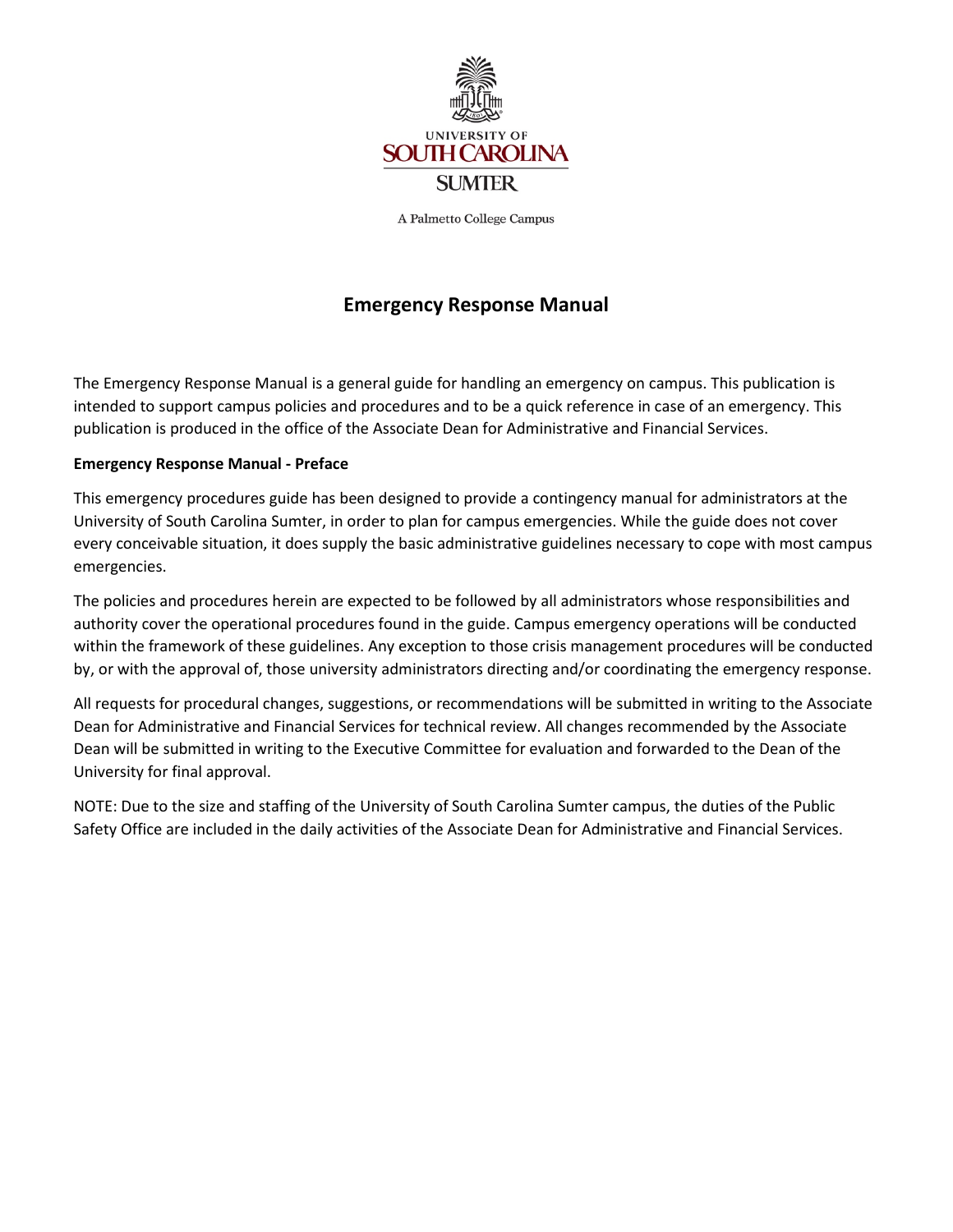UNIVERSITY OF
SOUTH CAROLINA
SUMTER

A Palmetto College Campus

# Emergency Response Manual

The Emergency Response Manual is a general guide for handling an emergency on campus. This publication is intended to support campus policies and procedures and to be a quick reference in case of an emergency. This publication is produced in the office of the Associate Dean for Administrative and Financial Services.

**Emergency Response Manual - Preface**

This emergency procedures guide has been designed to provide a contingency manual for administrators at the University of South Carolina Sumter, in order to plan for campus emergencies. While the guide does not cover every conceivable situation, it does supply the basic administrative guidelines necessary to cope with most campus emergencies.

The policies and procedures herein are expected to be followed by all administrators whose responsibilities and authority cover the operational procedures found in the guide. Campus emergency operations will be conducted within the framework of these guidelines. Any exception to those crisis management procedures will be conducted by, or with the approval of, those university administrators directing and/or coordinating the emergency response.

All requests for procedural changes, suggestions, or recommendations will be submitted in writing to the Associate Dean for Administrative and Financial Services for technical review. All changes recommended by the Associate Dean will be submitted in writing to the Executive Committee for evaluation and forwarded to the Dean of the University for final approval.

NOTE: Due to the size and staffing of the University of South Carolina Sumter campus, the duties of the Public Safety Office are included in the daily activities of the Associate Dean for Administrative and Financial Services.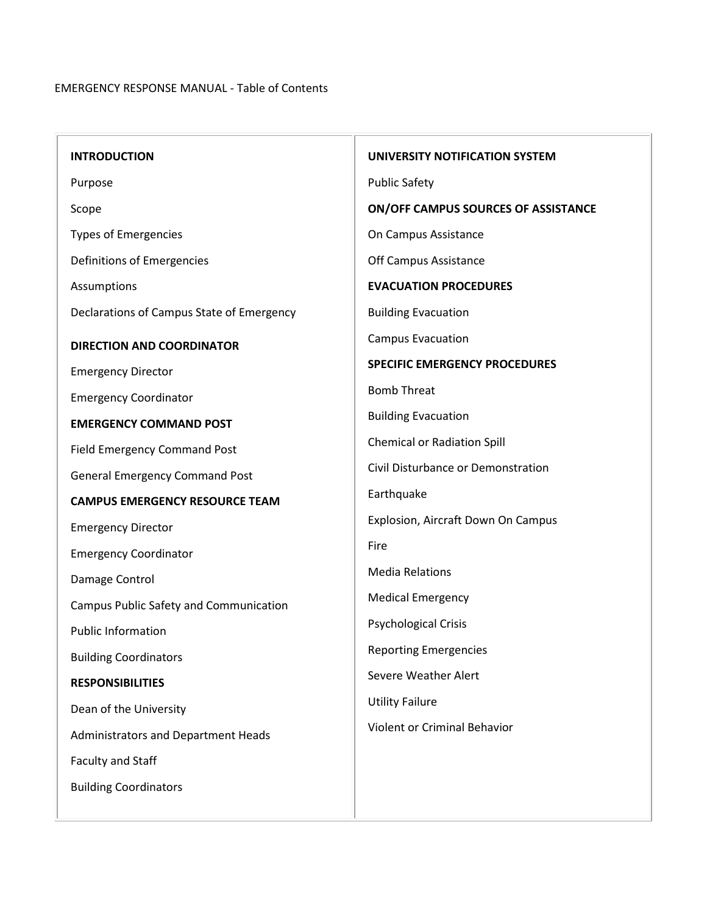EMERGENCY RESPONSE MANUAL - Table of Contents

**INTRODUCTION**

Purpose

Scope

Types of Emergencies

Definitions of Emergencies

Assumptions

Declarations of Campus State of Emergency

**DIRECTION AND COORDINATOR**

Emergency Director

Emergency Coordinator

**EMERGENCY COMMAND POST**

Field Emergency Command Post

General Emergency Command Post

**CAMPUS EMERGENCY RESOURCE TEAM**

Emergency Director

Emergency Coordinator

Damage Control

Campus Public Safety and Communication

Public Information

Building Coordinators

**RESPONSIBILITIES**

Dean of the University

Administrators and Department Heads

Faculty and Staff

Building Coordinators

**UNIVERSITY NOTIFICATION SYSTEM**

Public Safety

**ON/OFF CAMPUS SOURCES OF ASSISTANCE**

On Campus Assistance

Off Campus Assistance

**EVACUATION PROCEDURES**

Building Evacuation

Campus Evacuation

**SPECIFIC EMERGENCY PROCEDURES**

Bomb Threat

Building Evacuation

Chemical or Radiation Spill

Civil Disturbance or Demonstration

Earthquake

Explosion, Aircraft Down On Campus

Fire

Media Relations

Medical Emergency

Psychological Crisis

Reporting Emergencies

Severe Weather Alert

Utility Failure

Violent or Criminal Behavior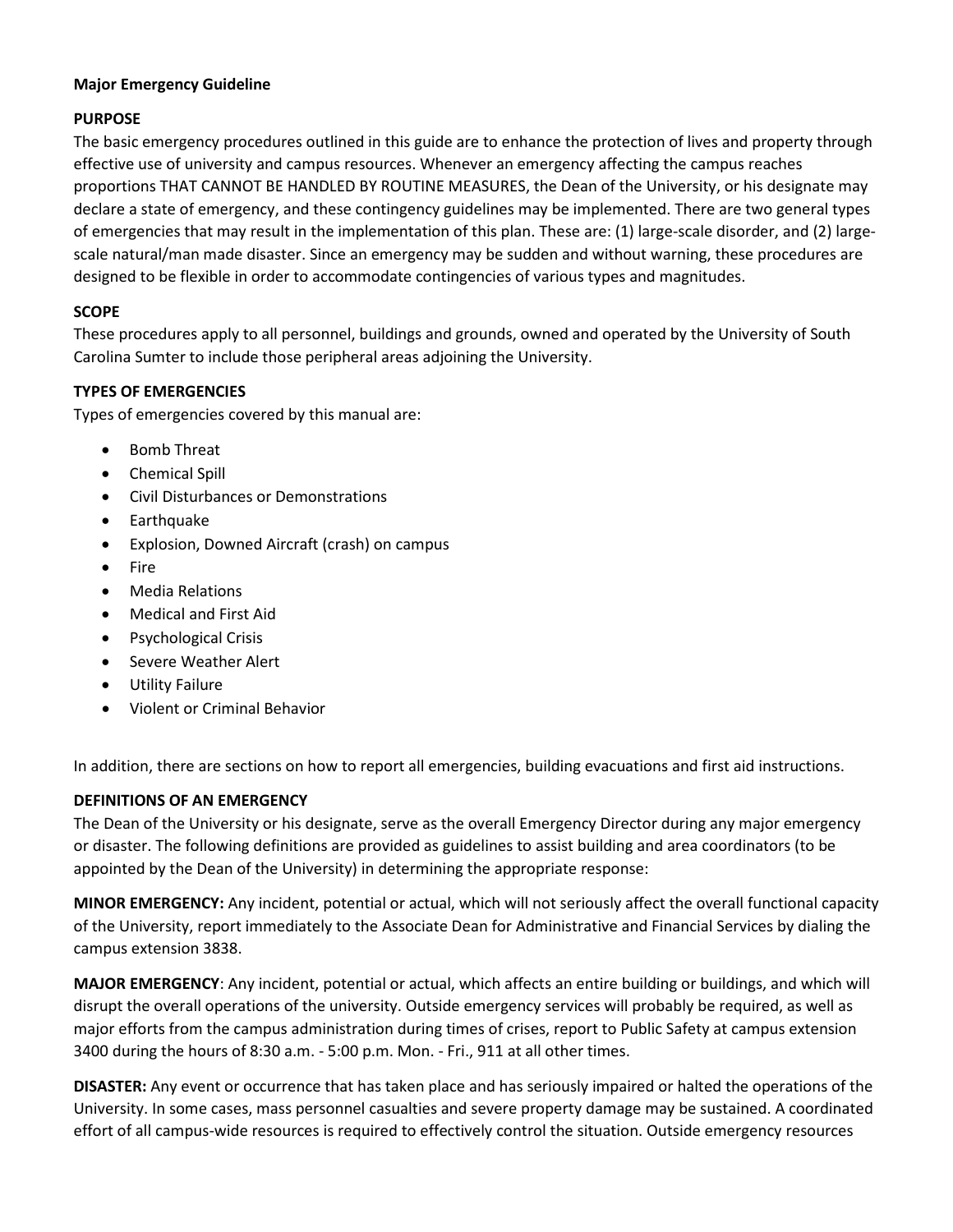**Major Emergency Guideline**

**PURPOSE**

The basic emergency procedures outlined in this guide are to enhance the protection of lives and property through effective use of university and campus resources. Whenever an emergency affecting the campus reaches proportions THAT CANNOT BE HANDLED BY ROUTINE MEASURES, the Dean of the University, or his designate may declare a state of emergency, and these contingency guidelines may be implemented. There are two general types of emergencies that may result in the implementation of this plan. These are: (1) large-scale disorder, and (2) large-scale natural/man made disaster. Since an emergency may be sudden and without warning, these procedures are designed to be flexible in order to accommodate contingencies of various types and magnitudes.

**SCOPE**

These procedures apply to all personnel, buildings and grounds, owned and operated by the University of South Carolina Sumter to include those peripheral areas adjoining the University.

**TYPES OF EMERGENCIES**

Types of emergencies covered by this manual are:

- Bomb Threat
- Chemical Spill
- Civil Disturbances or Demonstrations
- Earthquake
- Explosion, Downed Aircraft (crash) on campus
- Fire
- Media Relations
- Medical and First Aid
- Psychological Crisis
- Severe Weather Alert
- Utility Failure
- Violent or Criminal Behavior

In addition, there are sections on how to report all emergencies, building evacuations and first aid instructions.

**DEFINITIONS OF AN EMERGENCY**

The Dean of the University or his designate, serve as the overall Emergency Director during any major emergency or disaster. The following definitions are provided as guidelines to assist building and area coordinators (to be appointed by the Dean of the University) in determining the appropriate response:

**MINOR EMERGENCY:** Any incident, potential or actual, which will not seriously affect the overall functional capacity of the University, report immediately to the Associate Dean for Administrative and Financial Services by dialing the campus extension 3838.

**MAJOR EMERGENCY**: Any incident, potential or actual, which affects an entire building or buildings, and which will disrupt the overall operations of the university. Outside emergency services will probably be required, as well as major efforts from the campus administration during times of crises, report to Public Safety at campus extension 3400 during the hours of 8:30 a.m. - 5:00 p.m. Mon. - Fri., 911 at all other times.

**DISASTER:** Any event or occurrence that has taken place and has seriously impaired or halted the operations of the University. In some cases, mass personnel casualties and severe property damage may be sustained. A coordinated effort of all campus-wide resources is required to effectively control the situation. Outside emergency resources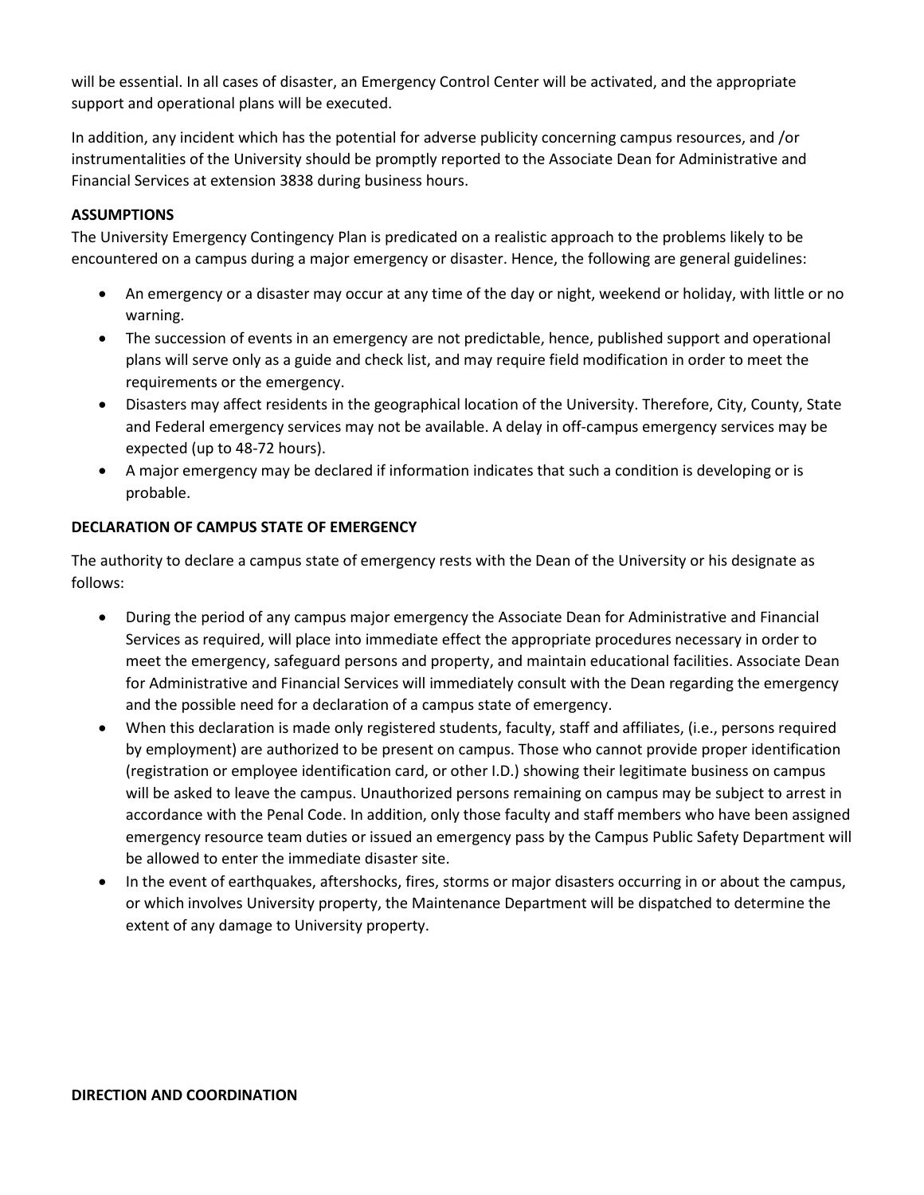will be essential. In all cases of disaster, an Emergency Control Center will be activated, and the appropriate support and operational plans will be executed.

In addition, any incident which has the potential for adverse publicity concerning campus resources, and /or instrumentalities of the University should be promptly reported to the Associate Dean for Administrative and Financial Services at extension 3838 during business hours.

**ASSUMPTIONS**

The University Emergency Contingency Plan is predicated on a realistic approach to the problems likely to be encountered on a campus during a major emergency or disaster. Hence, the following are general guidelines:

- An emergency or a disaster may occur at any time of the day or night, weekend or holiday, with little or no warning.
- The succession of events in an emergency are not predictable, hence, published support and operational plans will serve only as a guide and check list, and may require field modification in order to meet the requirements or the emergency.
- Disasters may affect residents in the geographical location of the University. Therefore, City, County, State and Federal emergency services may not be available. A delay in off-campus emergency services may be expected (up to 48-72 hours).
- A major emergency may be declared if information indicates that such a condition is developing or is probable.

**DECLARATION OF CAMPUS STATE OF EMERGENCY**

The authority to declare a campus state of emergency rests with the Dean of the University or his designate as follows:

- During the period of any campus major emergency the Associate Dean for Administrative and Financial Services as required, will place into immediate effect the appropriate procedures necessary in order to meet the emergency, safeguard persons and property, and maintain educational facilities. Associate Dean for Administrative and Financial Services will immediately consult with the Dean regarding the emergency and the possible need for a declaration of a campus state of emergency.
- When this declaration is made only registered students, faculty, staff and affiliates, (i.e., persons required by employment) are authorized to be present on campus. Those who cannot provide proper identification (registration or employee identification card, or other I.D.) showing their legitimate business on campus will be asked to leave the campus. Unauthorized persons remaining on campus may be subject to arrest in accordance with the Penal Code. In addition, only those faculty and staff members who have been assigned emergency resource team duties or issued an emergency pass by the Campus Public Safety Department will be allowed to enter the immediate disaster site.
- In the event of earthquakes, aftershocks, fires, storms or major disasters occurring in or about the campus, or which involves University property, the Maintenance Department will be dispatched to determine the extent of any damage to University property.

**DIRECTION AND COORDINATION**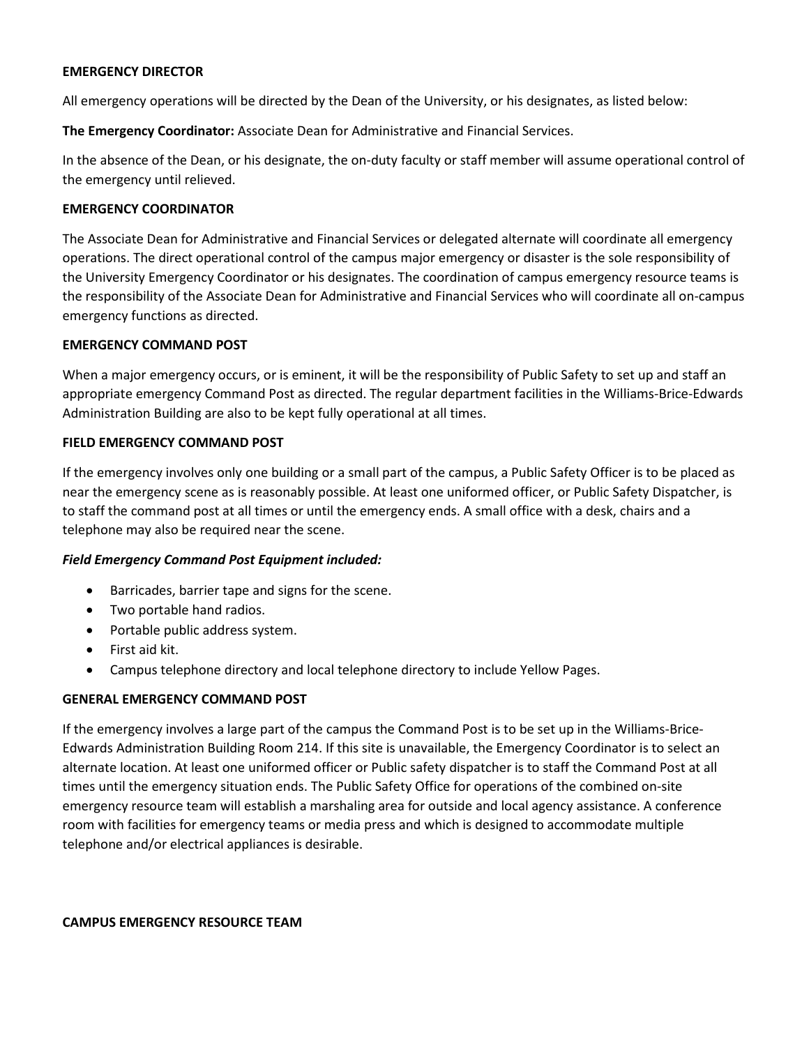### EMERGENCY DIRECTOR

All emergency operations will be directed by the Dean of the University, or his designates, as listed below:

**The Emergency Coordinator:** Associate Dean for Administrative and Financial Services.

In the absence of the Dean, or his designate, the on-duty faculty or staff member will assume operational control of the emergency until relieved.

### EMERGENCY COORDINATOR

The Associate Dean for Administrative and Financial Services or delegated alternate will coordinate all emergency operations. The direct operational control of the campus major emergency or disaster is the sole responsibility of the University Emergency Coordinator or his designates. The coordination of campus emergency resource teams is the responsibility of the Associate Dean for Administrative and Financial Services who will coordinate all on-campus emergency functions as directed.

### EMERGENCY COMMAND POST

When a major emergency occurs, or is eminent, it will be the responsibility of Public Safety to set up and staff an appropriate emergency Command Post as directed. The regular department facilities in the Williams-Brice-Edwards Administration Building are also to be kept fully operational at all times.

### FIELD EMERGENCY COMMAND POST

If the emergency involves only one building or a small part of the campus, a Public Safety Officer is to be placed as near the emergency scene as is reasonably possible. At least one uniformed officer, or Public Safety Dispatcher, is to staff the command post at all times or until the emergency ends. A small office with a desk, chairs and a telephone may also be required near the scene.

***Field Emergency Command Post Equipment included:***

- Barricades, barrier tape and signs for the scene.
- Two portable hand radios.
- Portable public address system.
- First aid kit.
- Campus telephone directory and local telephone directory to include Yellow Pages.

### GENERAL EMERGENCY COMMAND POST

If the emergency involves a large part of the campus the Command Post is to be set up in the Williams-Brice-Edwards Administration Building Room 214. If this site is unavailable, the Emergency Coordinator is to select an alternate location. At least one uniformed officer or Public safety dispatcher is to staff the Command Post at all times until the emergency situation ends. The Public Safety Office for operations of the combined on-site emergency resource team will establish a marshaling area for outside and local agency assistance. A conference room with facilities for emergency teams or media press and which is designed to accommodate multiple telephone and/or electrical appliances is desirable.

### CAMPUS EMERGENCY RESOURCE TEAM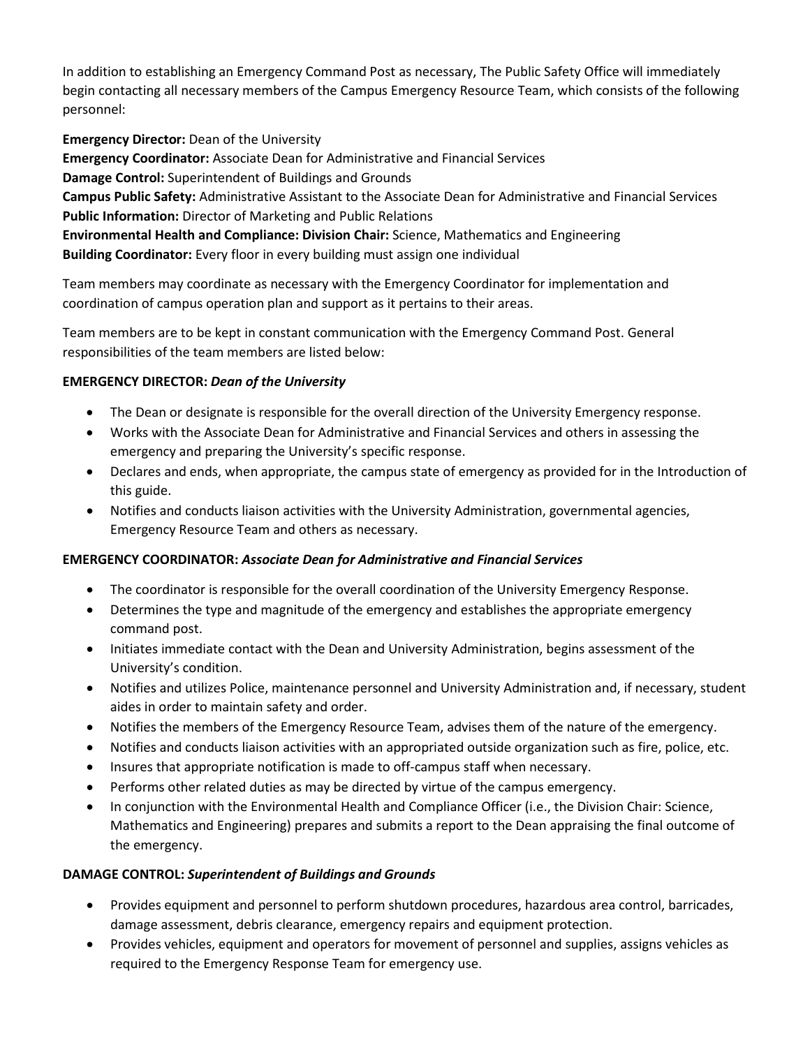In addition to establishing an Emergency Command Post as necessary, The Public Safety Office will immediately begin contacting all necessary members of the Campus Emergency Resource Team, which consists of the following personnel:

**Emergency Director:** Dean of the University
**Emergency Coordinator:** Associate Dean for Administrative and Financial Services
**Damage Control:** Superintendent of Buildings and Grounds
**Campus Public Safety:** Administrative Assistant to the Associate Dean for Administrative and Financial Services
**Public Information:** Director of Marketing and Public Relations
**Environmental Health and Compliance: Division Chair:** Science, Mathematics and Engineering
**Building Coordinator:** Every floor in every building must assign one individual

Team members may coordinate as necessary with the Emergency Coordinator for implementation and coordination of campus operation plan and support as it pertains to their areas.

Team members are to be kept in constant communication with the Emergency Command Post. General responsibilities of the team members are listed below:

**EMERGENCY DIRECTOR:** ***Dean of the University***

- The Dean or designate is responsible for the overall direction of the University Emergency response.
- Works with the Associate Dean for Administrative and Financial Services and others in assessing the emergency and preparing the University's specific response.
- Declares and ends, when appropriate, the campus state of emergency as provided for in the Introduction of this guide.
- Notifies and conducts liaison activities with the University Administration, governmental agencies, Emergency Resource Team and others as necessary.

**EMERGENCY COORDINATOR:** ***Associate Dean for Administrative and Financial Services***

- The coordinator is responsible for the overall coordination of the University Emergency Response.
- Determines the type and magnitude of the emergency and establishes the appropriate emergency command post.
- Initiates immediate contact with the Dean and University Administration, begins assessment of the University's condition.
- Notifies and utilizes Police, maintenance personnel and University Administration and, if necessary, student aides in order to maintain safety and order.
- Notifies the members of the Emergency Resource Team, advises them of the nature of the emergency.
- Notifies and conducts liaison activities with an appropriated outside organization such as fire, police, etc.
- Insures that appropriate notification is made to off-campus staff when necessary.
- Performs other related duties as may be directed by virtue of the campus emergency.
- In conjunction with the Environmental Health and Compliance Officer (i.e., the Division Chair: Science, Mathematics and Engineering) prepares and submits a report to the Dean appraising the final outcome of the emergency.

**DAMAGE CONTROL:** ***Superintendent of Buildings and Grounds***

- Provides equipment and personnel to perform shutdown procedures, hazardous area control, barricades, damage assessment, debris clearance, emergency repairs and equipment protection.
- Provides vehicles, equipment and operators for movement of personnel and supplies, assigns vehicles as required to the Emergency Response Team for emergency use.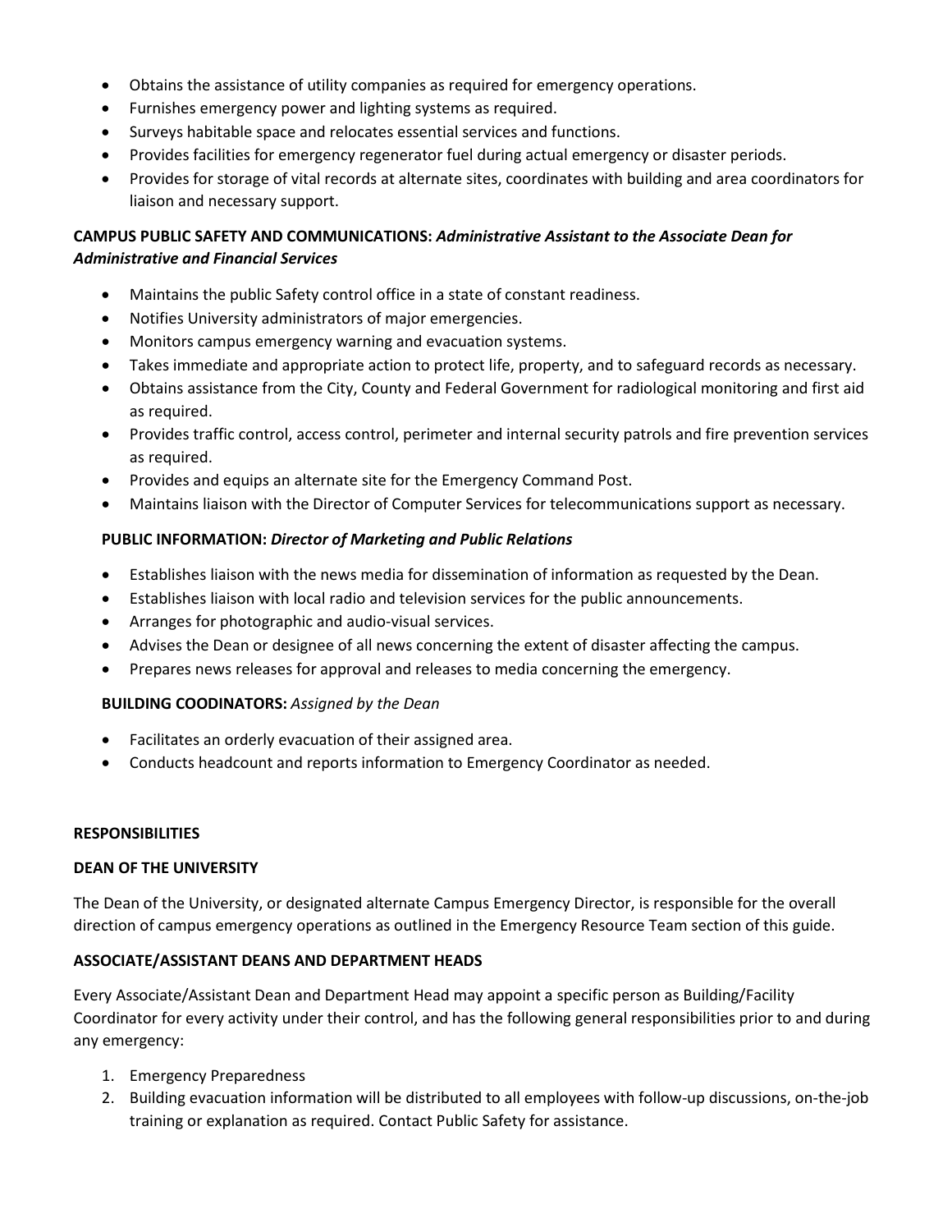- Obtains the assistance of utility companies as required for emergency operations.
- Furnishes emergency power and lighting systems as required.
- Surveys habitable space and relocates essential services and functions.
- Provides facilities for emergency regenerator fuel during actual emergency or disaster periods.
- Provides for storage of vital records at alternate sites, coordinates with building and area coordinators for liaison and necessary support.

**CAMPUS PUBLIC SAFETY AND COMMUNICATIONS:** ***Administrative Assistant to the Associate Dean for Administrative and Financial Services***

- Maintains the public Safety control office in a state of constant readiness.
- Notifies University administrators of major emergencies.
- Monitors campus emergency warning and evacuation systems.
- Takes immediate and appropriate action to protect life, property, and to safeguard records as necessary.
- Obtains assistance from the City, County and Federal Government for radiological monitoring and first aid as required.
- Provides traffic control, access control, perimeter and internal security patrols and fire prevention services as required.
- Provides and equips an alternate site for the Emergency Command Post.
- Maintains liaison with the Director of Computer Services for telecommunications support as necessary.

**PUBLIC INFORMATION:** ***Director of Marketing and Public Relations***

- Establishes liaison with the news media for dissemination of information as requested by the Dean.
- Establishes liaison with local radio and television services for the public announcements.
- Arranges for photographic and audio-visual services.
- Advises the Dean or designee of all news concerning the extent of disaster affecting the campus.
- Prepares news releases for approval and releases to media concerning the emergency.

**BUILDING COODINATORS:** *Assigned by the Dean*

- Facilitates an orderly evacuation of their assigned area.
- Conducts headcount and reports information to Emergency Coordinator as needed.

## RESPONSIBILITIES

### DEAN OF THE UNIVERSITY

The Dean of the University, or designated alternate Campus Emergency Director, is responsible for the overall direction of campus emergency operations as outlined in the Emergency Resource Team section of this guide.

### ASSOCIATE/ASSISTANT DEANS AND DEPARTMENT HEADS

Every Associate/Assistant Dean and Department Head may appoint a specific person as Building/Facility Coordinator for every activity under their control, and has the following general responsibilities prior to and during any emergency:

1. Emergency Preparedness
2. Building evacuation information will be distributed to all employees with follow-up discussions, on-the-job training or explanation as required. Contact Public Safety for assistance.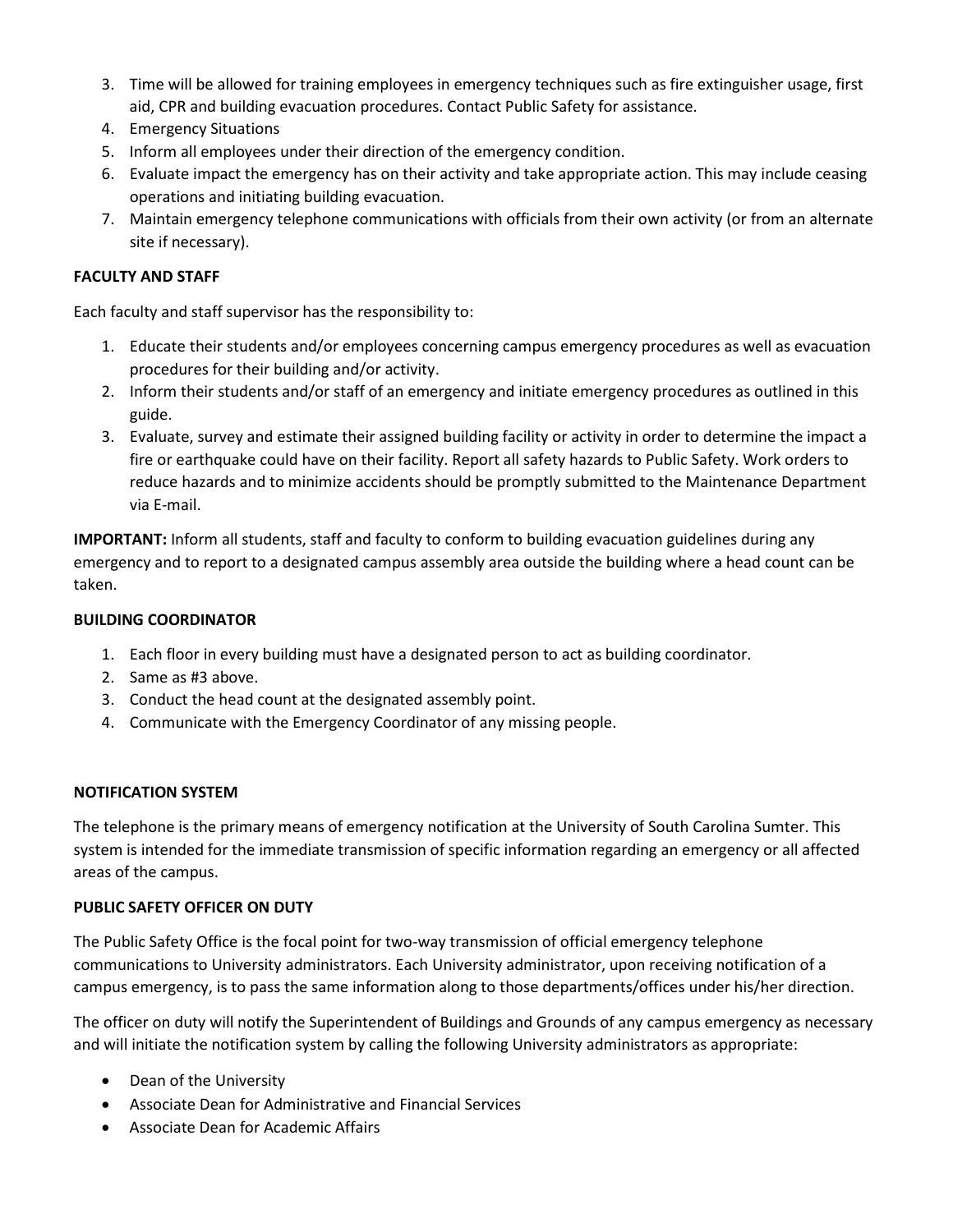3. Time will be allowed for training employees in emergency techniques such as fire extinguisher usage, first aid, CPR and building evacuation procedures. Contact Public Safety for assistance.
4. Emergency Situations
5. Inform all employees under their direction of the emergency condition.
6. Evaluate impact the emergency has on their activity and take appropriate action. This may include ceasing operations and initiating building evacuation.
7. Maintain emergency telephone communications with officials from their own activity (or from an alternate site if necessary).

**FACULTY AND STAFF**

Each faculty and staff supervisor has the responsibility to:

1. Educate their students and/or employees concerning campus emergency procedures as well as evacuation procedures for their building and/or activity.
2. Inform their students and/or staff of an emergency and initiate emergency procedures as outlined in this guide.
3. Evaluate, survey and estimate their assigned building facility or activity in order to determine the impact a fire or earthquake could have on their facility. Report all safety hazards to Public Safety. Work orders to reduce hazards and to minimize accidents should be promptly submitted to the Maintenance Department via E-mail.

**IMPORTANT:** Inform all students, staff and faculty to conform to building evacuation guidelines during any emergency and to report to a designated campus assembly area outside the building where a head count can be taken.

**BUILDING COORDINATOR**

1. Each floor in every building must have a designated person to act as building coordinator.
2. Same as #3 above.
3. Conduct the head count at the designated assembly point.
4. Communicate with the Emergency Coordinator of any missing people.

**NOTIFICATION SYSTEM**

The telephone is the primary means of emergency notification at the University of South Carolina Sumter. This system is intended for the immediate transmission of specific information regarding an emergency or all affected areas of the campus.

**PUBLIC SAFETY OFFICER ON DUTY**

The Public Safety Office is the focal point for two-way transmission of official emergency telephone communications to University administrators. Each University administrator, upon receiving notification of a campus emergency, is to pass the same information along to those departments/offices under his/her direction.

The officer on duty will notify the Superintendent of Buildings and Grounds of any campus emergency as necessary and will initiate the notification system by calling the following University administrators as appropriate:

- Dean of the University
- Associate Dean for Administrative and Financial Services
- Associate Dean for Academic Affairs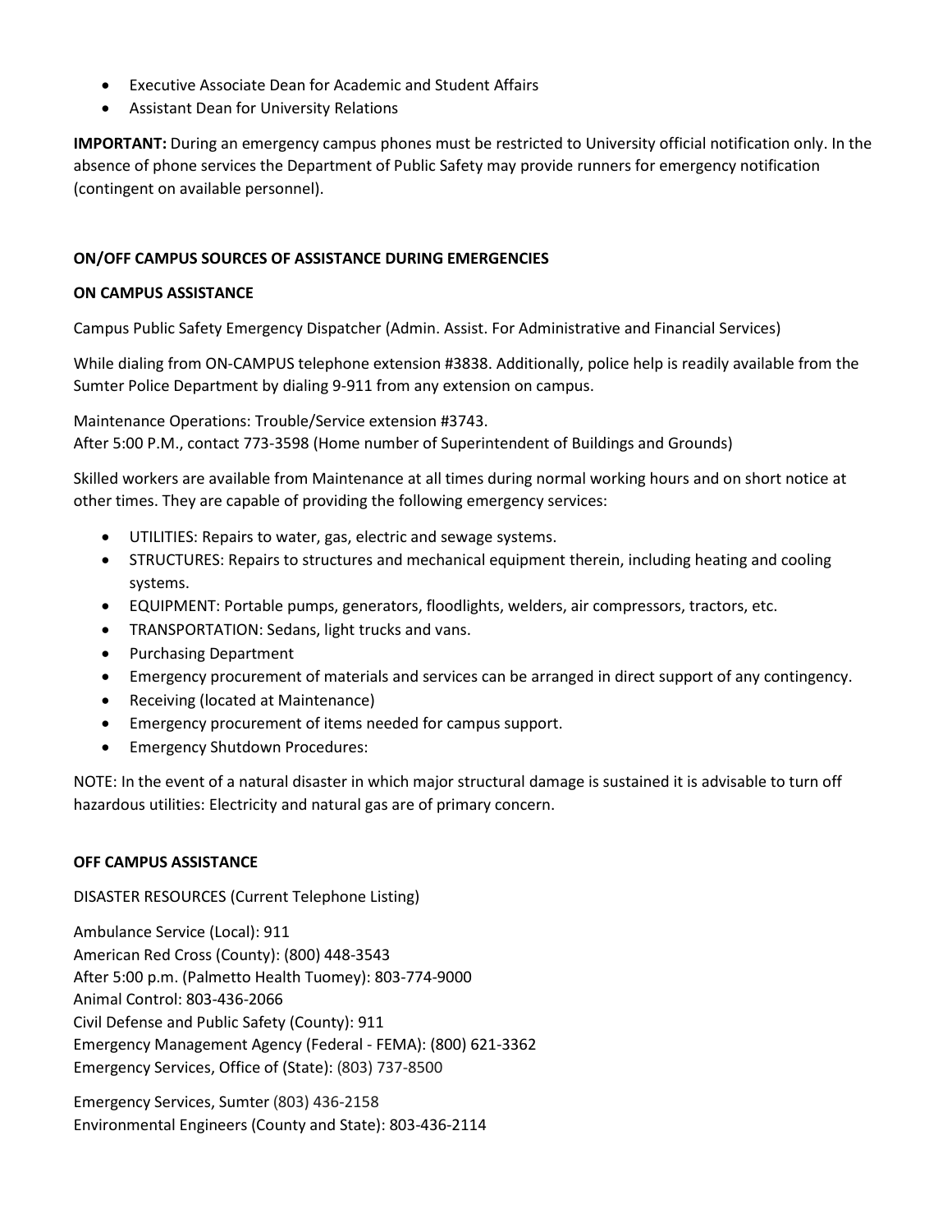- Executive Associate Dean for Academic and Student Affairs
- Assistant Dean for University Relations

**IMPORTANT:** During an emergency campus phones must be restricted to University official notification only. In the absence of phone services the Department of Public Safety may provide runners for emergency notification (contingent on available personnel).

**ON/OFF CAMPUS SOURCES OF ASSISTANCE DURING EMERGENCIES**

**ON CAMPUS ASSISTANCE**

Campus Public Safety Emergency Dispatcher (Admin. Assist. For Administrative and Financial Services)

While dialing from ON-CAMPUS telephone extension #3838. Additionally, police help is readily available from the Sumter Police Department by dialing 9-911 from any extension on campus.

Maintenance Operations: Trouble/Service extension #3743.
After 5:00 P.M., contact 773-3598 (Home number of Superintendent of Buildings and Grounds)

Skilled workers are available from Maintenance at all times during normal working hours and on short notice at other times. They are capable of providing the following emergency services:

- UTILITIES: Repairs to water, gas, electric and sewage systems.
- STRUCTURES: Repairs to structures and mechanical equipment therein, including heating and cooling systems.
- EQUIPMENT: Portable pumps, generators, floodlights, welders, air compressors, tractors, etc.
- TRANSPORTATION: Sedans, light trucks and vans.
- Purchasing Department
- Emergency procurement of materials and services can be arranged in direct support of any contingency.
- Receiving (located at Maintenance)
- Emergency procurement of items needed for campus support.
- Emergency Shutdown Procedures:

NOTE: In the event of a natural disaster in which major structural damage is sustained it is advisable to turn off hazardous utilities: Electricity and natural gas are of primary concern.

**OFF CAMPUS ASSISTANCE**

DISASTER RESOURCES (Current Telephone Listing)

Ambulance Service (Local): 911
American Red Cross (County): (800) 448-3543
After 5:00 p.m. (Palmetto Health Tuomey): 803-774-9000
Animal Control: 803-436-2066
Civil Defense and Public Safety (County): 911
Emergency Management Agency (Federal - FEMA): (800) 621-3362
Emergency Services, Office of (State): (803) 737-8500

Emergency Services, Sumter (803) 436-2158
Environmental Engineers (County and State): 803-436-2114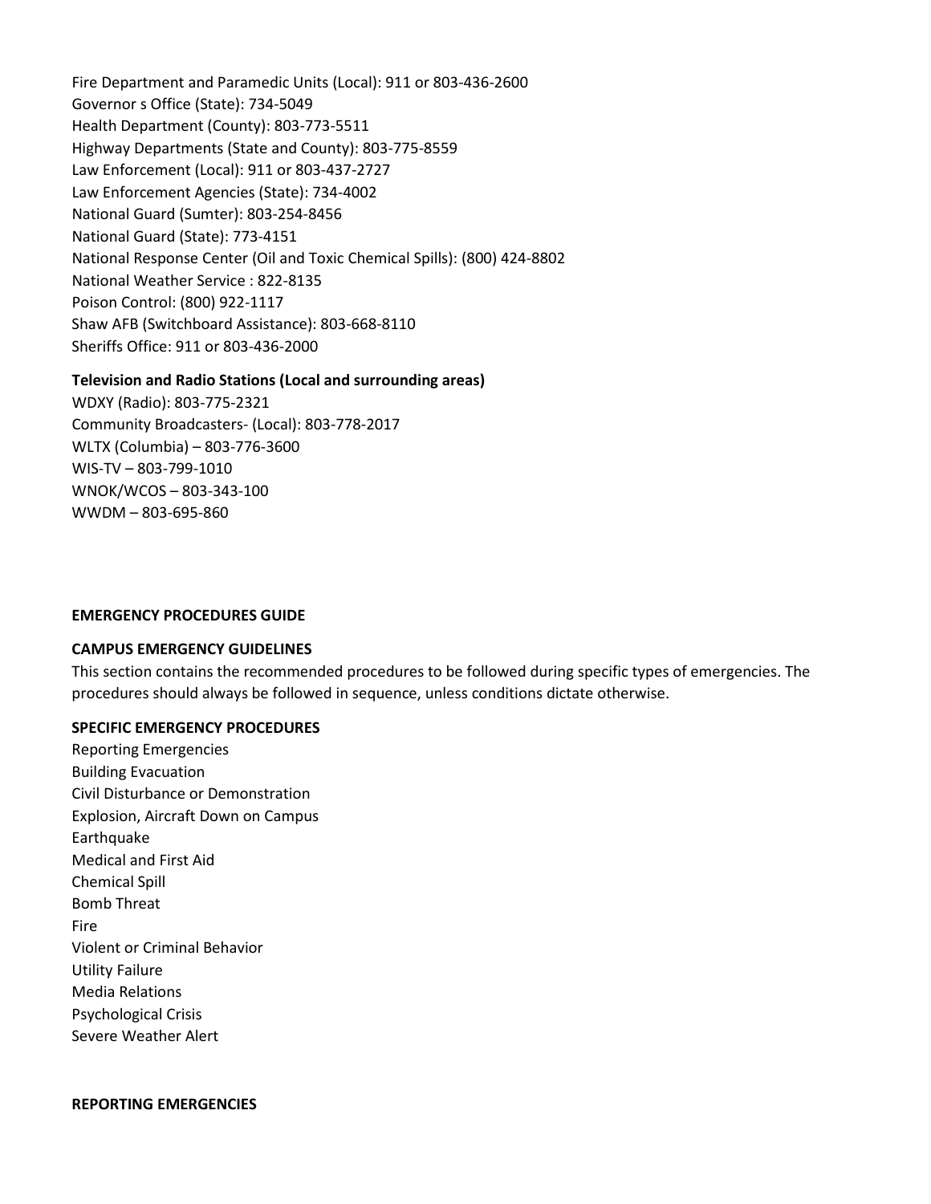Fire Department and Paramedic Units (Local): 911 or 803-436-2600
Governor s Office (State): 734-5049
Health Department (County): 803-773-5511
Highway Departments (State and County): 803-775-8559
Law Enforcement (Local): 911 or 803-437-2727
Law Enforcement Agencies (State): 734-4002
National Guard (Sumter): 803-254-8456
National Guard (State): 773-4151
National Response Center (Oil and Toxic Chemical Spills): (800) 424-8802
National Weather Service : 822-8135
Poison Control: (800) 922-1117
Shaw AFB (Switchboard Assistance): 803-668-8110
Sheriffs Office: 911 or 803-436-2000

**Television and Radio Stations (Local and surrounding areas)**

WDXY (Radio): 803-775-2321
Community Broadcasters- (Local): 803-778-2017
WLTX (Columbia) – 803-776-3600
WIS-TV – 803-799-1010
WNOK/WCOS – 803-343-100
WWDM – 803-695-860

**EMERGENCY PROCEDURES GUIDE**

**CAMPUS EMERGENCY GUIDELINES**

This section contains the recommended procedures to be followed during specific types of emergencies. The procedures should always be followed in sequence, unless conditions dictate otherwise.

**SPECIFIC EMERGENCY PROCEDURES**

Reporting Emergencies
Building Evacuation
Civil Disturbance or Demonstration
Explosion, Aircraft Down on Campus
Earthquake
Medical and First Aid
Chemical Spill
Bomb Threat
Fire
Violent or Criminal Behavior
Utility Failure
Media Relations
Psychological Crisis
Severe Weather Alert

**REPORTING EMERGENCIES**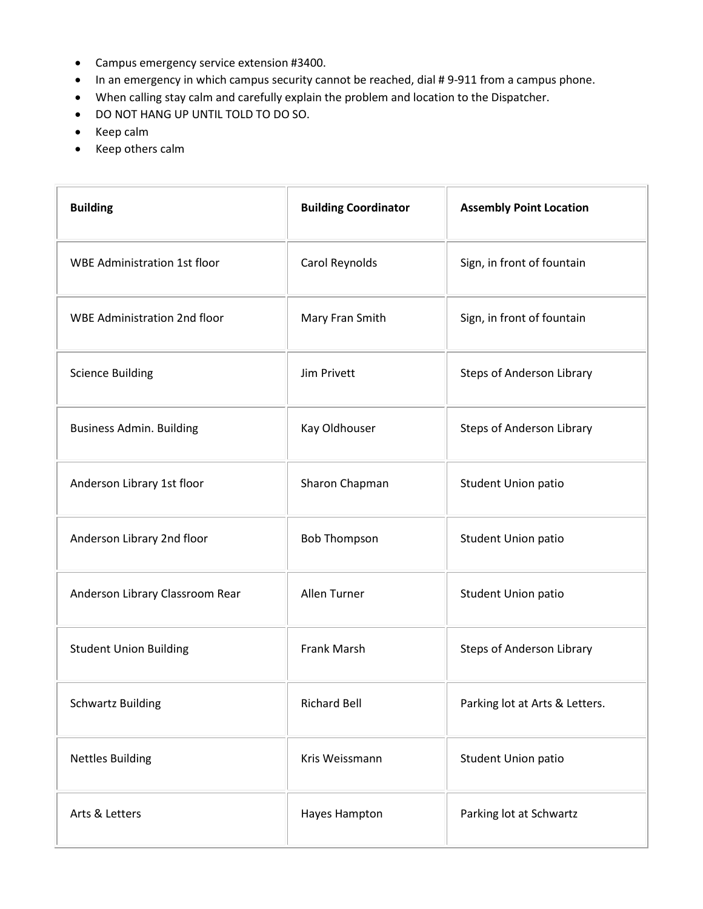- Campus emergency service extension #3400.
- In an emergency in which campus security cannot be reached, dial # 9-911 from a campus phone.
- When calling stay calm and carefully explain the problem and location to the Dispatcher.
- DO NOT HANG UP UNTIL TOLD TO DO SO.
- Keep calm
- Keep others calm

| Building | Building Coordinator | Assembly Point Location |
|---|---|---|
| WBE Administration 1st floor | Carol Reynolds | Sign, in front of fountain |
| WBE Administration 2nd floor | Mary Fran Smith | Sign, in front of fountain |
| Science Building | Jim Privett | Steps of Anderson Library |
| Business Admin. Building | Kay Oldhouser | Steps of Anderson Library |
| Anderson Library 1st floor | Sharon Chapman | Student Union patio |
| Anderson Library 2nd floor | Bob Thompson | Student Union patio |
| Anderson Library Classroom Rear | Allen Turner | Student Union patio |
| Student Union Building | Frank Marsh | Steps of Anderson Library |
| Schwartz Building | Richard Bell | Parking lot at Arts & Letters. |
| Nettles Building | Kris Weissmann | Student Union patio |
| Arts & Letters | Hayes Hampton | Parking lot at Schwartz |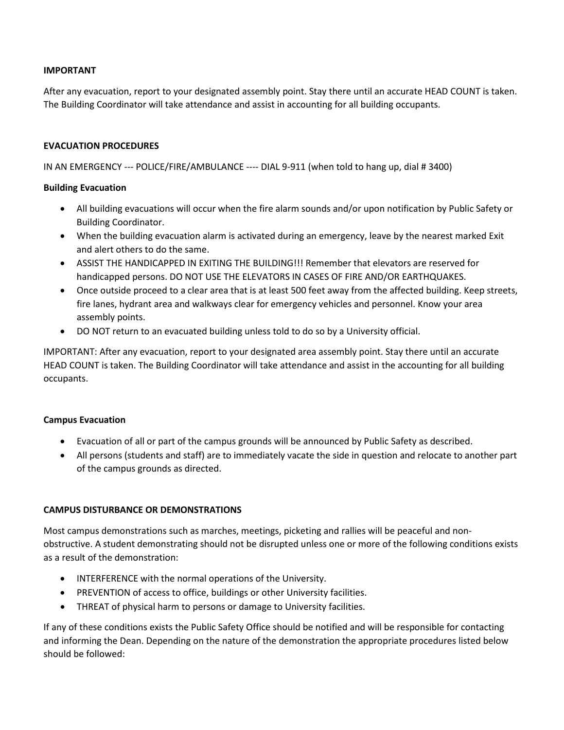**IMPORTANT**

After any evacuation, report to your designated assembly point. Stay there until an accurate HEAD COUNT is taken. The Building Coordinator will take attendance and assist in accounting for all building occupants.

**EVACUATION PROCEDURES**

IN AN EMERGENCY --- POLICE/FIRE/AMBULANCE ---- DIAL 9-911 (when told to hang up, dial # 3400)

**Building Evacuation**

- All building evacuations will occur when the fire alarm sounds and/or upon notification by Public Safety or Building Coordinator.
- When the building evacuation alarm is activated during an emergency, leave by the nearest marked Exit and alert others to do the same.
- ASSIST THE HANDICAPPED IN EXITING THE BUILDING!!! Remember that elevators are reserved for handicapped persons. DO NOT USE THE ELEVATORS IN CASES OF FIRE AND/OR EARTHQUAKES.
- Once outside proceed to a clear area that is at least 500 feet away from the affected building. Keep streets, fire lanes, hydrant area and walkways clear for emergency vehicles and personnel. Know your area assembly points.
- DO NOT return to an evacuated building unless told to do so by a University official.

IMPORTANT: After any evacuation, report to your designated area assembly point. Stay there until an accurate HEAD COUNT is taken. The Building Coordinator will take attendance and assist in the accounting for all building occupants.

**Campus Evacuation**

- Evacuation of all or part of the campus grounds will be announced by Public Safety as described.
- All persons (students and staff) are to immediately vacate the side in question and relocate to another part of the campus grounds as directed.

**CAMPUS DISTURBANCE OR DEMONSTRATIONS**

Most campus demonstrations such as marches, meetings, picketing and rallies will be peaceful and non-obstructive. A student demonstrating should not be disrupted unless one or more of the following conditions exists as a result of the demonstration:

- INTERFERENCE with the normal operations of the University.
- PREVENTION of access to office, buildings or other University facilities.
- THREAT of physical harm to persons or damage to University facilities.

If any of these conditions exists the Public Safety Office should be notified and will be responsible for contacting and informing the Dean. Depending on the nature of the demonstration the appropriate procedures listed below should be followed: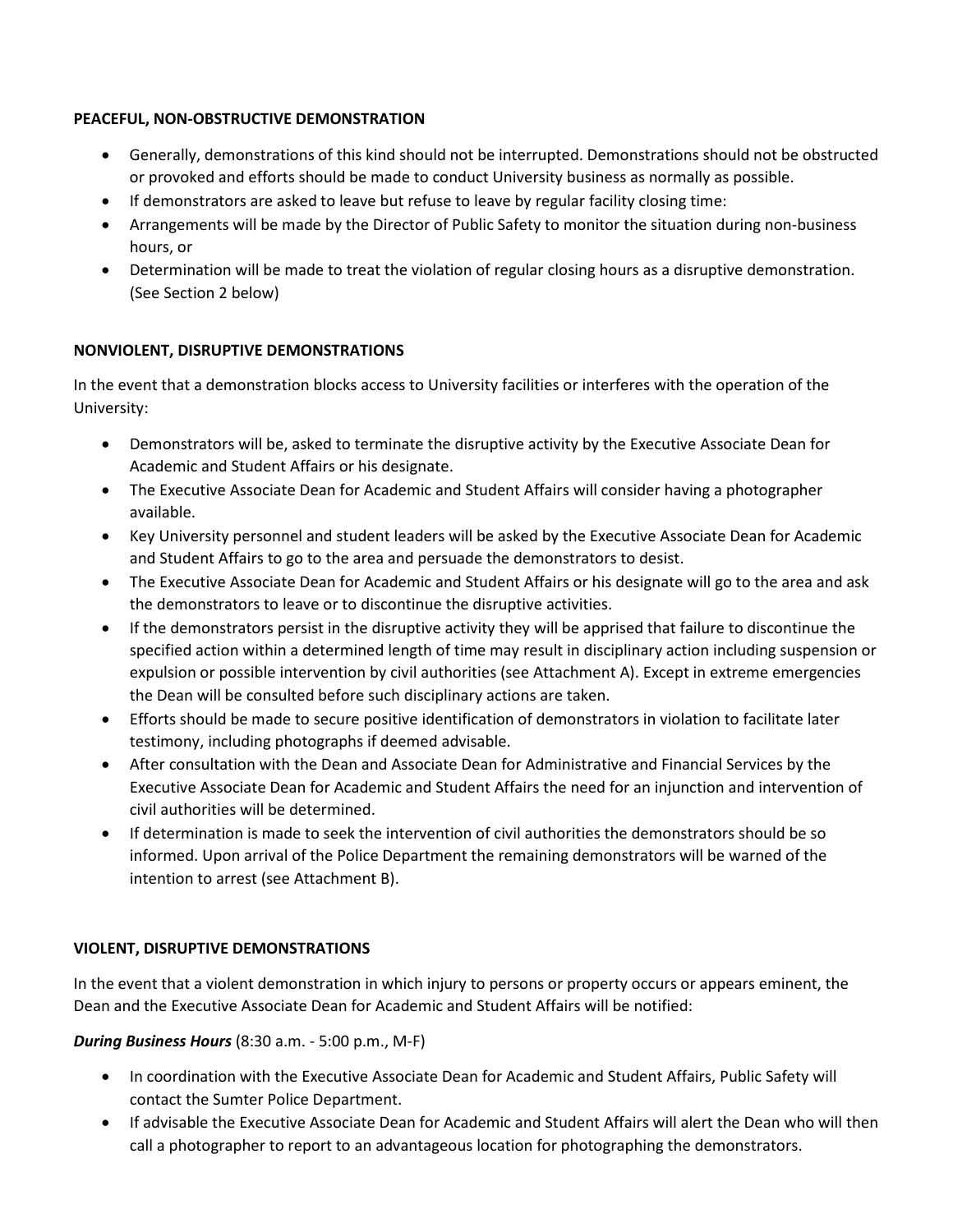**PEACEFUL, NON-OBSTRUCTIVE DEMONSTRATION**

- Generally, demonstrations of this kind should not be interrupted. Demonstrations should not be obstructed or provoked and efforts should be made to conduct University business as normally as possible.
- If demonstrators are asked to leave but refuse to leave by regular facility closing time:
- Arrangements will be made by the Director of Public Safety to monitor the situation during non-business hours, or
- Determination will be made to treat the violation of regular closing hours as a disruptive demonstration. (See Section 2 below)

**NONVIOLENT, DISRUPTIVE DEMONSTRATIONS**

In the event that a demonstration blocks access to University facilities or interferes with the operation of the University:

- Demonstrators will be, asked to terminate the disruptive activity by the Executive Associate Dean for Academic and Student Affairs or his designate.
- The Executive Associate Dean for Academic and Student Affairs will consider having a photographer available.
- Key University personnel and student leaders will be asked by the Executive Associate Dean for Academic and Student Affairs to go to the area and persuade the demonstrators to desist.
- The Executive Associate Dean for Academic and Student Affairs or his designate will go to the area and ask the demonstrators to leave or to discontinue the disruptive activities.
- If the demonstrators persist in the disruptive activity they will be apprised that failure to discontinue the specified action within a determined length of time may result in disciplinary action including suspension or expulsion or possible intervention by civil authorities (see Attachment A). Except in extreme emergencies the Dean will be consulted before such disciplinary actions are taken.
- Efforts should be made to secure positive identification of demonstrators in violation to facilitate later testimony, including photographs if deemed advisable.
- After consultation with the Dean and Associate Dean for Administrative and Financial Services by the Executive Associate Dean for Academic and Student Affairs the need for an injunction and intervention of civil authorities will be determined.
- If determination is made to seek the intervention of civil authorities the demonstrators should be so informed. Upon arrival of the Police Department the remaining demonstrators will be warned of the intention to arrest (see Attachment B).

**VIOLENT, DISRUPTIVE DEMONSTRATIONS**

In the event that a violent demonstration in which injury to persons or property occurs or appears eminent, the Dean and the Executive Associate Dean for Academic and Student Affairs will be notified:

***During Business Hours*** (8:30 a.m. - 5:00 p.m., M-F)

- In coordination with the Executive Associate Dean for Academic and Student Affairs, Public Safety will contact the Sumter Police Department.
- If advisable the Executive Associate Dean for Academic and Student Affairs will alert the Dean who will then call a photographer to report to an advantageous location for photographing the demonstrators.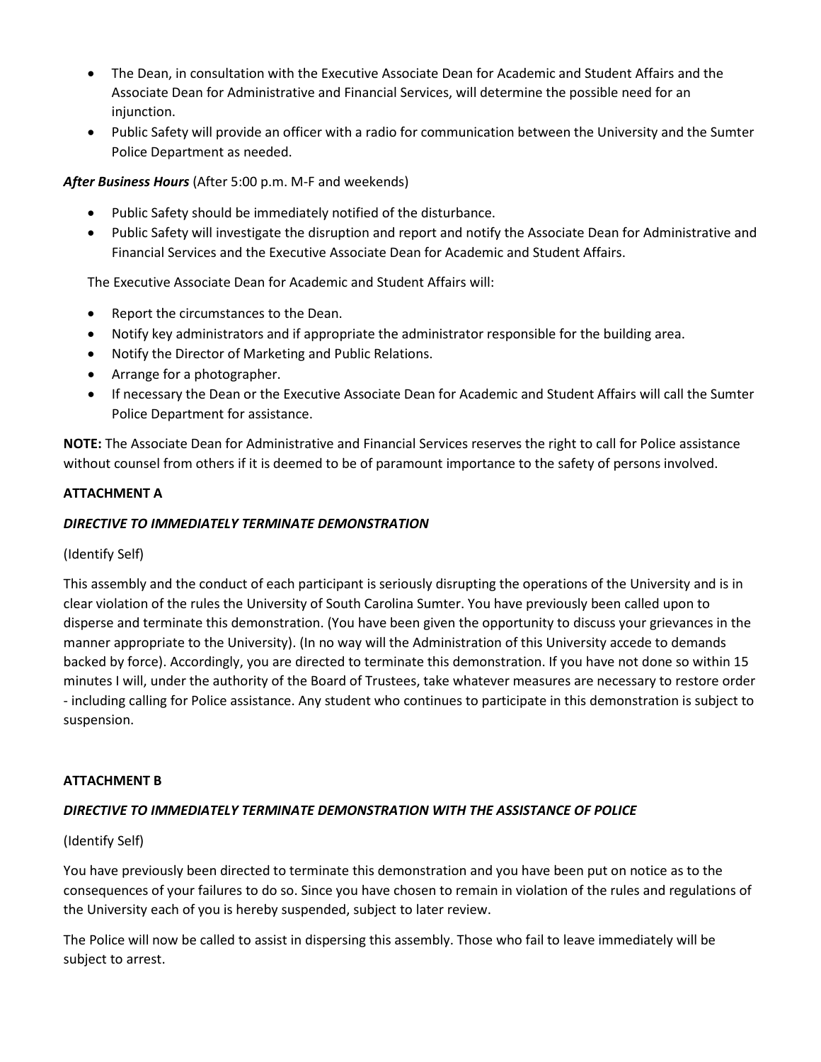- The Dean, in consultation with the Executive Associate Dean for Academic and Student Affairs and the Associate Dean for Administrative and Financial Services, will determine the possible need for an injunction.
- Public Safety will provide an officer with a radio for communication between the University and the Sumter Police Department as needed.

***After Business Hours*** (After 5:00 p.m. M-F and weekends)

- Public Safety should be immediately notified of the disturbance.
- Public Safety will investigate the disruption and report and notify the Associate Dean for Administrative and Financial Services and the Executive Associate Dean for Academic and Student Affairs.

The Executive Associate Dean for Academic and Student Affairs will:

- Report the circumstances to the Dean.
- Notify key administrators and if appropriate the administrator responsible for the building area.
- Notify the Director of Marketing and Public Relations.
- Arrange for a photographer.
- If necessary the Dean or the Executive Associate Dean for Academic and Student Affairs will call the Sumter Police Department for assistance.

**NOTE:** The Associate Dean for Administrative and Financial Services reserves the right to call for Police assistance without counsel from others if it is deemed to be of paramount importance to the safety of persons involved.

**ATTACHMENT A**

***DIRECTIVE TO IMMEDIATELY TERMINATE DEMONSTRATION***

(Identify Self)

This assembly and the conduct of each participant is seriously disrupting the operations of the University and is in clear violation of the rules the University of South Carolina Sumter. You have previously been called upon to disperse and terminate this demonstration. (You have been given the opportunity to discuss your grievances in the manner appropriate to the University). (In no way will the Administration of this University accede to demands backed by force). Accordingly, you are directed to terminate this demonstration. If you have not done so within 15 minutes I will, under the authority of the Board of Trustees, take whatever measures are necessary to restore order - including calling for Police assistance. Any student who continues to participate in this demonstration is subject to suspension.

**ATTACHMENT B**

***DIRECTIVE TO IMMEDIATELY TERMINATE DEMONSTRATION WITH THE ASSISTANCE OF POLICE***

(Identify Self)

You have previously been directed to terminate this demonstration and you have been put on notice as to the consequences of your failures to do so. Since you have chosen to remain in violation of the rules and regulations of the University each of you is hereby suspended, subject to later review.

The Police will now be called to assist in dispersing this assembly. Those who fail to leave immediately will be subject to arrest.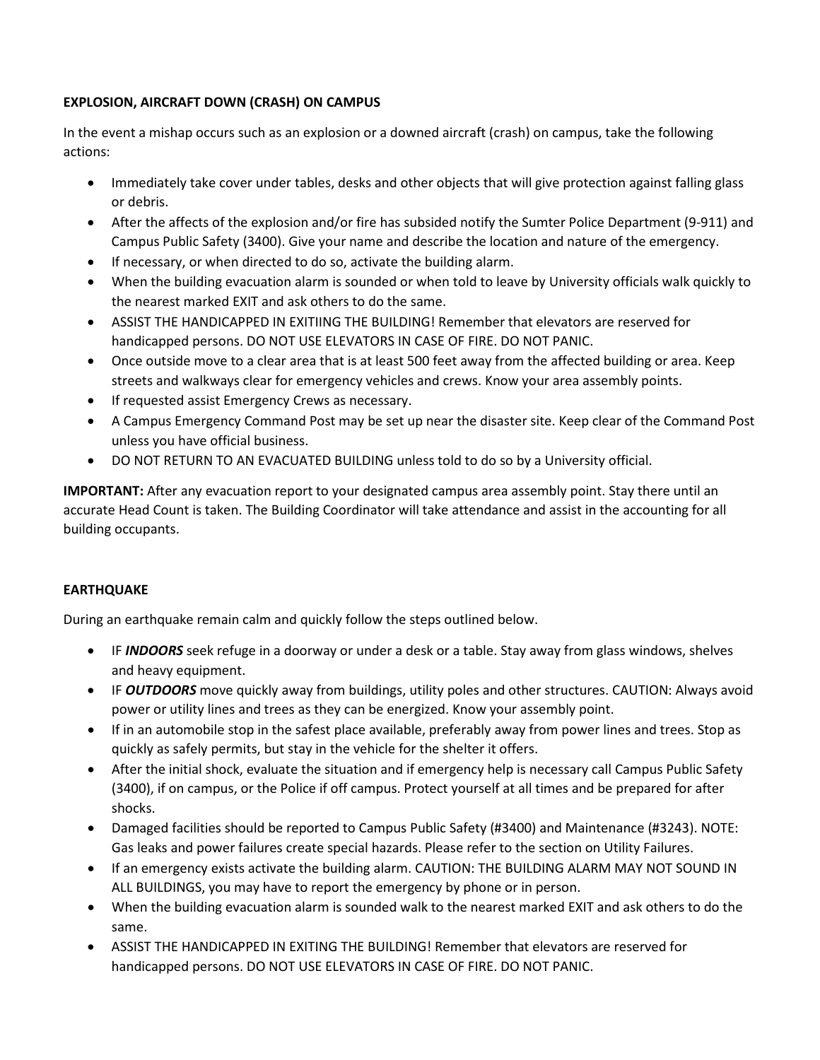**EXPLOSION, AIRCRAFT DOWN (CRASH) ON CAMPUS**

In the event a mishap occurs such as an explosion or a downed aircraft (crash) on campus, take the following actions:

- Immediately take cover under tables, desks and other objects that will give protection against falling glass or debris.
- After the affects of the explosion and/or fire has subsided notify the Sumter Police Department (9-911) and Campus Public Safety (3400). Give your name and describe the location and nature of the emergency.
- If necessary, or when directed to do so, activate the building alarm.
- When the building evacuation alarm is sounded or when told to leave by University officials walk quickly to the nearest marked EXIT and ask others to do the same.
- ASSIST THE HANDICAPPED IN EXITIING THE BUILDING! Remember that elevators are reserved for handicapped persons. DO NOT USE ELEVATORS IN CASE OF FIRE. DO NOT PANIC.
- Once outside move to a clear area that is at least 500 feet away from the affected building or area. Keep streets and walkways clear for emergency vehicles and crews. Know your area assembly points.
- If requested assist Emergency Crews as necessary.
- A Campus Emergency Command Post may be set up near the disaster site. Keep clear of the Command Post unless you have official business.
- DO NOT RETURN TO AN EVACUATED BUILDING unless told to do so by a University official.

**IMPORTANT:** After any evacuation report to your designated campus area assembly point. Stay there until an accurate Head Count is taken. The Building Coordinator will take attendance and assist in the accounting for all building occupants.

**EARTHQUAKE**

During an earthquake remain calm and quickly follow the steps outlined below.

- IF ***INDOORS*** seek refuge in a doorway or under a desk or a table. Stay away from glass windows, shelves and heavy equipment.
- IF ***OUTDOORS*** move quickly away from buildings, utility poles and other structures. CAUTION: Always avoid power or utility lines and trees as they can be energized. Know your assembly point.
- If in an automobile stop in the safest place available, preferably away from power lines and trees. Stop as quickly as safely permits, but stay in the vehicle for the shelter it offers.
- After the initial shock, evaluate the situation and if emergency help is necessary call Campus Public Safety (3400), if on campus, or the Police if off campus. Protect yourself at all times and be prepared for after shocks.
- Damaged facilities should be reported to Campus Public Safety (#3400) and Maintenance (#3243). NOTE: Gas leaks and power failures create special hazards. Please refer to the section on Utility Failures.
- If an emergency exists activate the building alarm. CAUTION: THE BUILDING ALARM MAY NOT SOUND IN ALL BUILDINGS, you may have to report the emergency by phone or in person.
- When the building evacuation alarm is sounded walk to the nearest marked EXIT and ask others to do the same.
- ASSIST THE HANDICAPPED IN EXITING THE BUILDING! Remember that elevators are reserved for handicapped persons. DO NOT USE ELEVATORS IN CASE OF FIRE. DO NOT PANIC.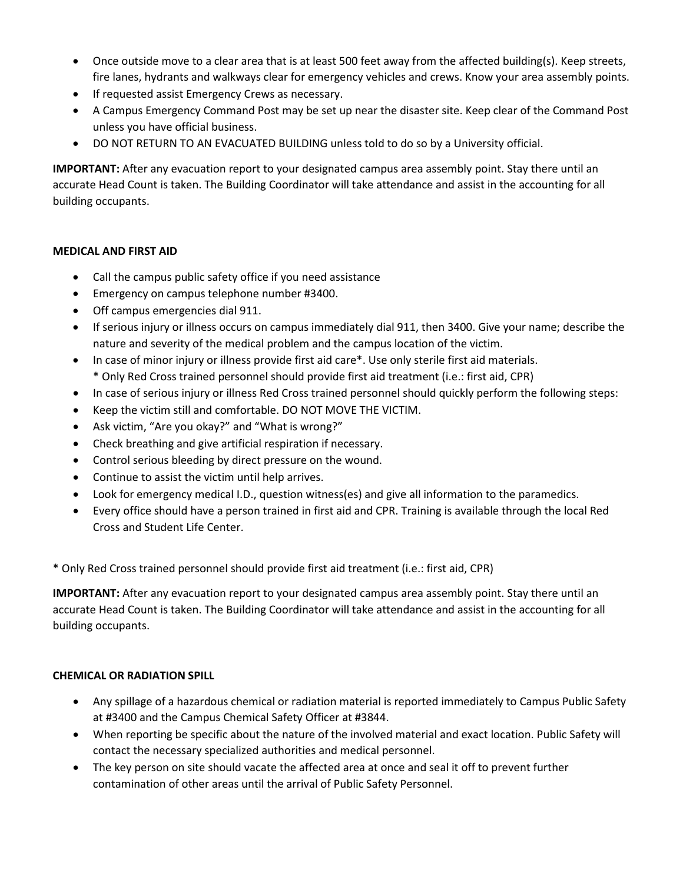- Once outside move to a clear area that is at least 500 feet away from the affected building(s). Keep streets, fire lanes, hydrants and walkways clear for emergency vehicles and crews. Know your area assembly points.
- If requested assist Emergency Crews as necessary.
- A Campus Emergency Command Post may be set up near the disaster site. Keep clear of the Command Post unless you have official business.
- DO NOT RETURN TO AN EVACUATED BUILDING unless told to do so by a University official.

**IMPORTANT:** After any evacuation report to your designated campus area assembly point. Stay there until an accurate Head Count is taken. The Building Coordinator will take attendance and assist in the accounting for all building occupants.

**MEDICAL AND FIRST AID**

- Call the campus public safety office if you need assistance
- Emergency on campus telephone number #3400.
- Off campus emergencies dial 911.
- If serious injury or illness occurs on campus immediately dial 911, then 3400. Give your name; describe the nature and severity of the medical problem and the campus location of the victim.
- In case of minor injury or illness provide first aid care*. Use only sterile first aid materials.
  * Only Red Cross trained personnel should provide first aid treatment (i.e.: first aid, CPR)
- In case of serious injury or illness Red Cross trained personnel should quickly perform the following steps:
- Keep the victim still and comfortable. DO NOT MOVE THE VICTIM.
- Ask victim, "Are you okay?" and "What is wrong?"
- Check breathing and give artificial respiration if necessary.
- Control serious bleeding by direct pressure on the wound.
- Continue to assist the victim until help arrives.
- Look for emergency medical I.D., question witness(es) and give all information to the paramedics.
- Every office should have a person trained in first aid and CPR. Training is available through the local Red Cross and Student Life Center.

* Only Red Cross trained personnel should provide first aid treatment (i.e.: first aid, CPR)

**IMPORTANT:** After any evacuation report to your designated campus area assembly point. Stay there until an accurate Head Count is taken. The Building Coordinator will take attendance and assist in the accounting for all building occupants.

**CHEMICAL OR RADIATION SPILL**

- Any spillage of a hazardous chemical or radiation material is reported immediately to Campus Public Safety at #3400 and the Campus Chemical Safety Officer at #3844.
- When reporting be specific about the nature of the involved material and exact location. Public Safety will contact the necessary specialized authorities and medical personnel.
- The key person on site should vacate the affected area at once and seal it off to prevent further contamination of other areas until the arrival of Public Safety Personnel.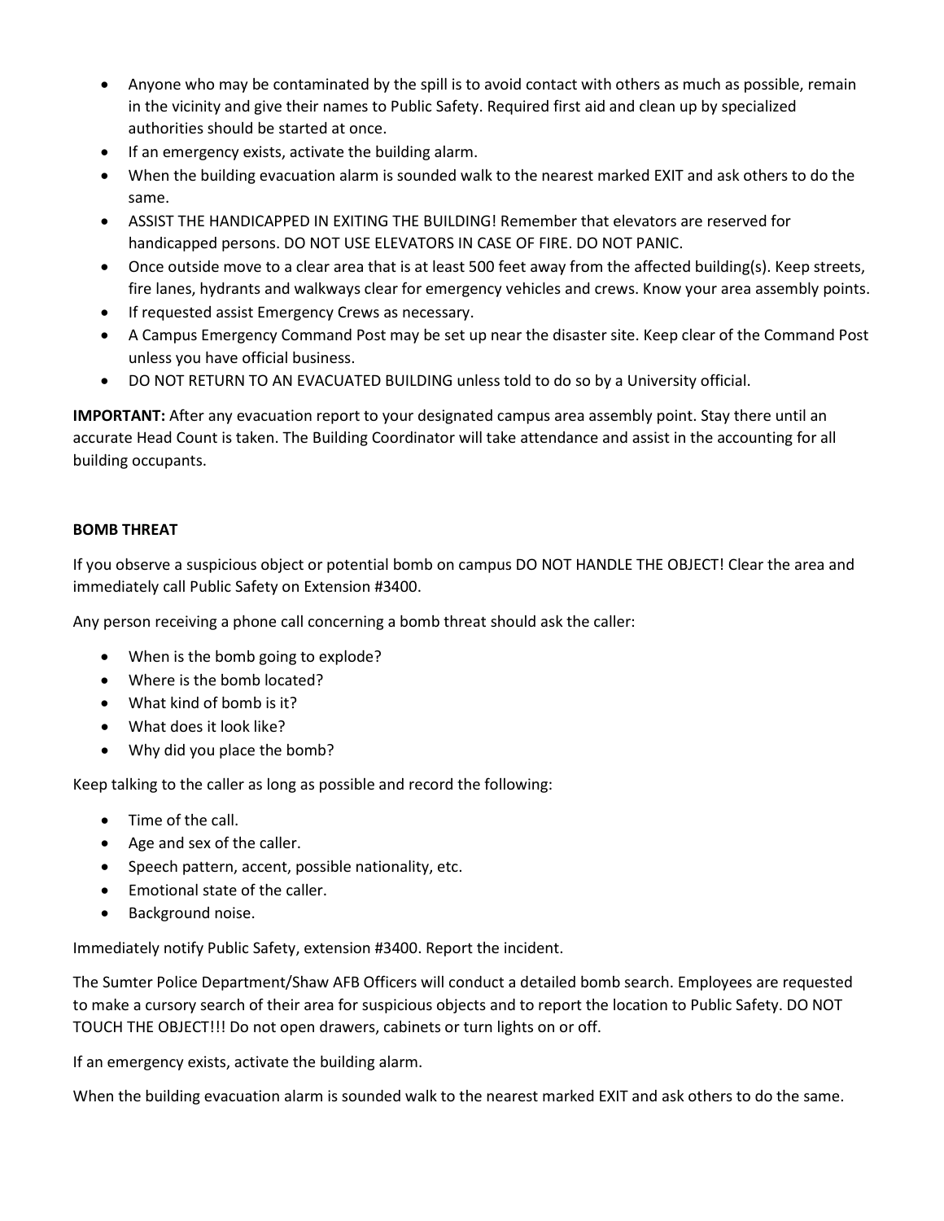- Anyone who may be contaminated by the spill is to avoid contact with others as much as possible, remain in the vicinity and give their names to Public Safety. Required first aid and clean up by specialized authorities should be started at once.
- If an emergency exists, activate the building alarm.
- When the building evacuation alarm is sounded walk to the nearest marked EXIT and ask others to do the same.
- ASSIST THE HANDICAPPED IN EXITING THE BUILDING! Remember that elevators are reserved for handicapped persons. DO NOT USE ELEVATORS IN CASE OF FIRE. DO NOT PANIC.
- Once outside move to a clear area that is at least 500 feet away from the affected building(s). Keep streets, fire lanes, hydrants and walkways clear for emergency vehicles and crews. Know your area assembly points.
- If requested assist Emergency Crews as necessary.
- A Campus Emergency Command Post may be set up near the disaster site. Keep clear of the Command Post unless you have official business.
- DO NOT RETURN TO AN EVACUATED BUILDING unless told to do so by a University official.

**IMPORTANT:** After any evacuation report to your designated campus area assembly point. Stay there until an accurate Head Count is taken. The Building Coordinator will take attendance and assist in the accounting for all building occupants.

**BOMB THREAT**

If you observe a suspicious object or potential bomb on campus DO NOT HANDLE THE OBJECT! Clear the area and immediately call Public Safety on Extension #3400.

Any person receiving a phone call concerning a bomb threat should ask the caller:

- When is the bomb going to explode?
- Where is the bomb located?
- What kind of bomb is it?
- What does it look like?
- Why did you place the bomb?

Keep talking to the caller as long as possible and record the following:

- Time of the call.
- Age and sex of the caller.
- Speech pattern, accent, possible nationality, etc.
- Emotional state of the caller.
- Background noise.

Immediately notify Public Safety, extension #3400. Report the incident.

The Sumter Police Department/Shaw AFB Officers will conduct a detailed bomb search. Employees are requested to make a cursory search of their area for suspicious objects and to report the location to Public Safety. DO NOT TOUCH THE OBJECT!!! Do not open drawers, cabinets or turn lights on or off.

If an emergency exists, activate the building alarm.

When the building evacuation alarm is sounded walk to the nearest marked EXIT and ask others to do the same.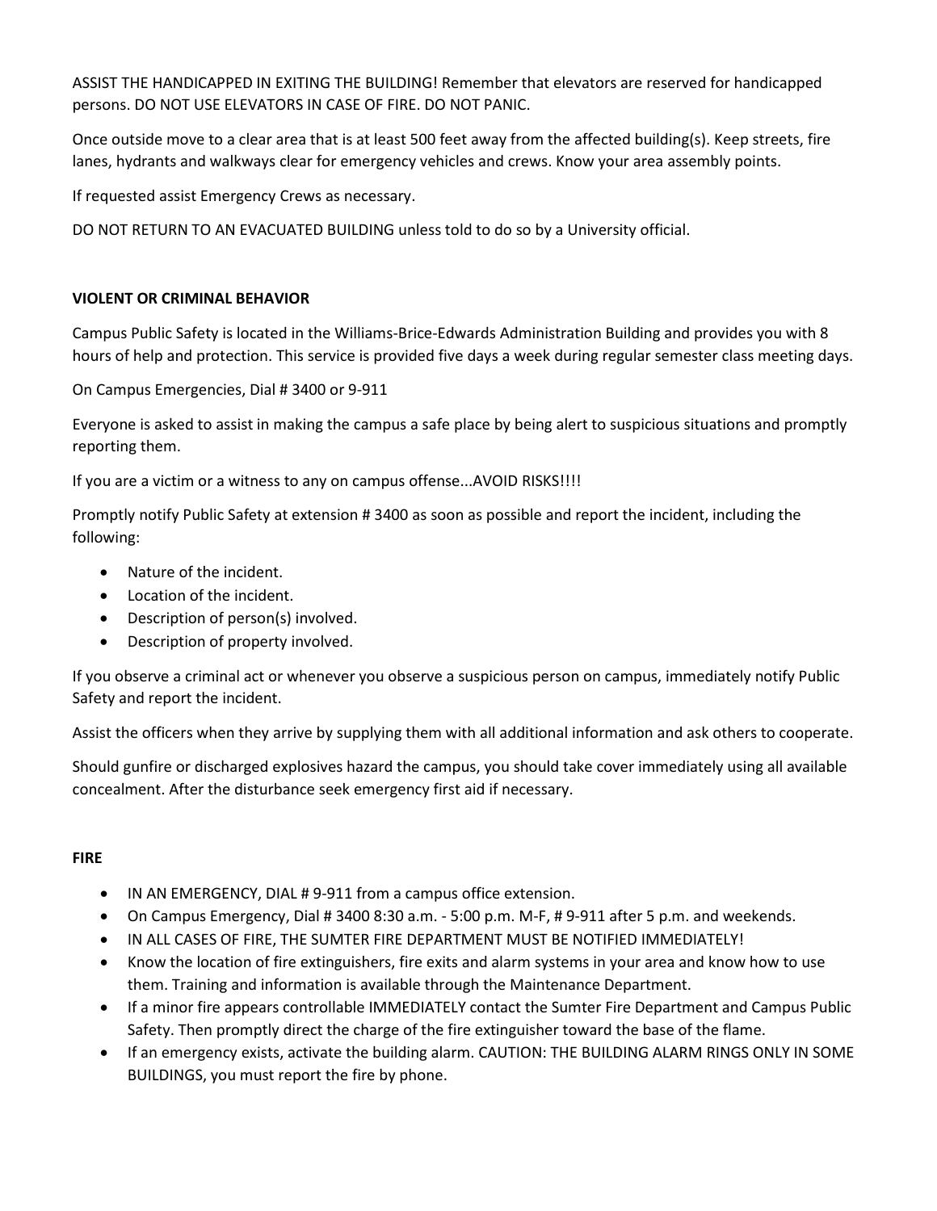ASSIST THE HANDICAPPED IN EXITING THE BUILDING! Remember that elevators are reserved for handicapped persons. DO NOT USE ELEVATORS IN CASE OF FIRE. DO NOT PANIC.

Once outside move to a clear area that is at least 500 feet away from the affected building(s). Keep streets, fire lanes, hydrants and walkways clear for emergency vehicles and crews. Know your area assembly points.

If requested assist Emergency Crews as necessary.

DO NOT RETURN TO AN EVACUATED BUILDING unless told to do so by a University official.

**VIOLENT OR CRIMINAL BEHAVIOR**

Campus Public Safety is located in the Williams-Brice-Edwards Administration Building and provides you with 8 hours of help and protection. This service is provided five days a week during regular semester class meeting days.

On Campus Emergencies, Dial # 3400 or 9-911

Everyone is asked to assist in making the campus a safe place by being alert to suspicious situations and promptly reporting them.

If you are a victim or a witness to any on campus offense...AVOID RISKS!!!!

Promptly notify Public Safety at extension # 3400 as soon as possible and report the incident, including the following:

- Nature of the incident.
- Location of the incident.
- Description of person(s) involved.
- Description of property involved.

If you observe a criminal act or whenever you observe a suspicious person on campus, immediately notify Public Safety and report the incident.

Assist the officers when they arrive by supplying them with all additional information and ask others to cooperate.

Should gunfire or discharged explosives hazard the campus, you should take cover immediately using all available concealment. After the disturbance seek emergency first aid if necessary.

**FIRE**

- IN AN EMERGENCY, DIAL # 9-911 from a campus office extension.
- On Campus Emergency, Dial # 3400 8:30 a.m. - 5:00 p.m. M-F, # 9-911 after 5 p.m. and weekends.
- IN ALL CASES OF FIRE, THE SUMTER FIRE DEPARTMENT MUST BE NOTIFIED IMMEDIATELY!
- Know the location of fire extinguishers, fire exits and alarm systems in your area and know how to use them. Training and information is available through the Maintenance Department.
- If a minor fire appears controllable IMMEDIATELY contact the Sumter Fire Department and Campus Public Safety. Then promptly direct the charge of the fire extinguisher toward the base of the flame.
- If an emergency exists, activate the building alarm. CAUTION: THE BUILDING ALARM RINGS ONLY IN SOME BUILDINGS, you must report the fire by phone.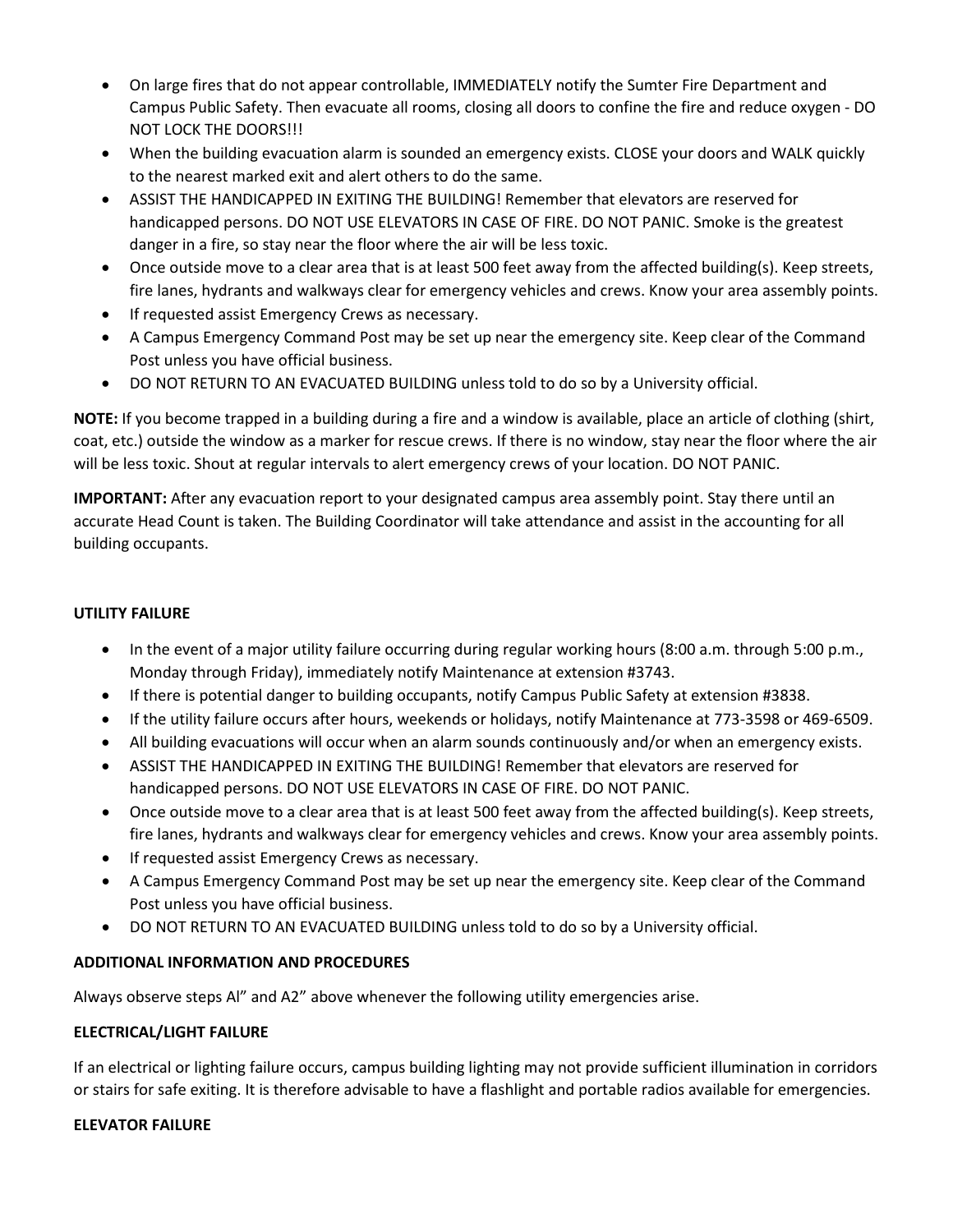- On large fires that do not appear controllable, IMMEDIATELY notify the Sumter Fire Department and Campus Public Safety. Then evacuate all rooms, closing all doors to confine the fire and reduce oxygen - DO NOT LOCK THE DOORS!!!
- When the building evacuation alarm is sounded an emergency exists. CLOSE your doors and WALK quickly to the nearest marked exit and alert others to do the same.
- ASSIST THE HANDICAPPED IN EXITING THE BUILDING! Remember that elevators are reserved for handicapped persons. DO NOT USE ELEVATORS IN CASE OF FIRE. DO NOT PANIC. Smoke is the greatest danger in a fire, so stay near the floor where the air will be less toxic.
- Once outside move to a clear area that is at least 500 feet away from the affected building(s). Keep streets, fire lanes, hydrants and walkways clear for emergency vehicles and crews. Know your area assembly points.
- If requested assist Emergency Crews as necessary.
- A Campus Emergency Command Post may be set up near the emergency site. Keep clear of the Command Post unless you have official business.
- DO NOT RETURN TO AN EVACUATED BUILDING unless told to do so by a University official.

**NOTE:** If you become trapped in a building during a fire and a window is available, place an article of clothing (shirt, coat, etc.) outside the window as a marker for rescue crews. If there is no window, stay near the floor where the air will be less toxic. Shout at regular intervals to alert emergency crews of your location. DO NOT PANIC.

**IMPORTANT:** After any evacuation report to your designated campus area assembly point. Stay there until an accurate Head Count is taken. The Building Coordinator will take attendance and assist in the accounting for all building occupants.

### UTILITY FAILURE

- In the event of a major utility failure occurring during regular working hours (8:00 a.m. through 5:00 p.m., Monday through Friday), immediately notify Maintenance at extension #3743.
- If there is potential danger to building occupants, notify Campus Public Safety at extension #3838.
- If the utility failure occurs after hours, weekends or holidays, notify Maintenance at 773-3598 or 469-6509.
- All building evacuations will occur when an alarm sounds continuously and/or when an emergency exists.
- ASSIST THE HANDICAPPED IN EXITING THE BUILDING! Remember that elevators are reserved for handicapped persons. DO NOT USE ELEVATORS IN CASE OF FIRE. DO NOT PANIC.
- Once outside move to a clear area that is at least 500 feet away from the affected building(s). Keep streets, fire lanes, hydrants and walkways clear for emergency vehicles and crews. Know your area assembly points.
- If requested assist Emergency Crews as necessary.
- A Campus Emergency Command Post may be set up near the emergency site. Keep clear of the Command Post unless you have official business.
- DO NOT RETURN TO AN EVACUATED BUILDING unless told to do so by a University official.

### ADDITIONAL INFORMATION AND PROCEDURES

Always observe steps Al" and A2" above whenever the following utility emergencies arise.

### ELECTRICAL/LIGHT FAILURE

If an electrical or lighting failure occurs, campus building lighting may not provide sufficient illumination in corridors or stairs for safe exiting. It is therefore advisable to have a flashlight and portable radios available for emergencies.

### ELEVATOR FAILURE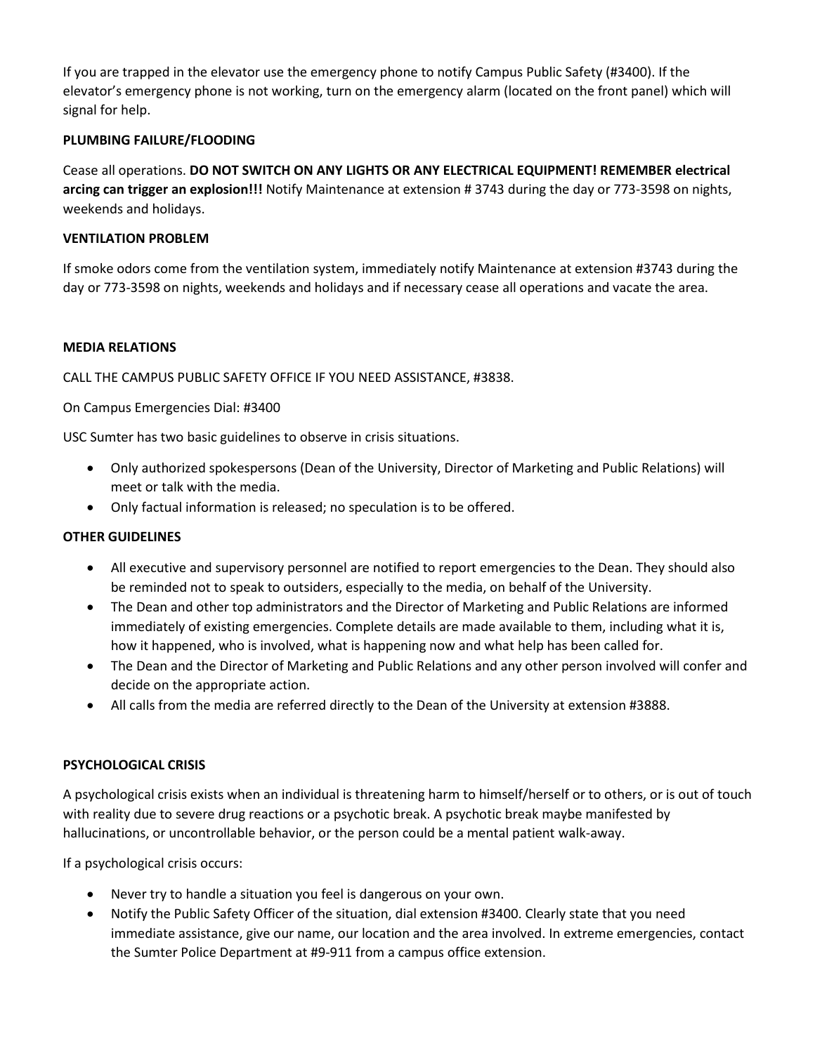If you are trapped in the elevator use the emergency phone to notify Campus Public Safety (#3400). If the elevator's emergency phone is not working, turn on the emergency alarm (located on the front panel) which will signal for help.

**PLUMBING FAILURE/FLOODING**

Cease all operations. **DO NOT SWITCH ON ANY LIGHTS OR ANY ELECTRICAL EQUIPMENT! REMEMBER electrical arcing can trigger an explosion!!!** Notify Maintenance at extension # 3743 during the day or 773-3598 on nights, weekends and holidays.

**VENTILATION PROBLEM**

If smoke odors come from the ventilation system, immediately notify Maintenance at extension #3743 during the day or 773-3598 on nights, weekends and holidays and if necessary cease all operations and vacate the area.

**MEDIA RELATIONS**

CALL THE CAMPUS PUBLIC SAFETY OFFICE IF YOU NEED ASSISTANCE, #3838.

On Campus Emergencies Dial: #3400

USC Sumter has two basic guidelines to observe in crisis situations.

- Only authorized spokespersons (Dean of the University, Director of Marketing and Public Relations) will meet or talk with the media.
- Only factual information is released; no speculation is to be offered.

**OTHER GUIDELINES**

- All executive and supervisory personnel are notified to report emergencies to the Dean. They should also be reminded not to speak to outsiders, especially to the media, on behalf of the University.
- The Dean and other top administrators and the Director of Marketing and Public Relations are informed immediately of existing emergencies. Complete details are made available to them, including what it is, how it happened, who is involved, what is happening now and what help has been called for.
- The Dean and the Director of Marketing and Public Relations and any other person involved will confer and decide on the appropriate action.
- All calls from the media are referred directly to the Dean of the University at extension #3888.

**PSYCHOLOGICAL CRISIS**

A psychological crisis exists when an individual is threatening harm to himself/herself or to others, or is out of touch with reality due to severe drug reactions or a psychotic break. A psychotic break maybe manifested by hallucinations, or uncontrollable behavior, or the person could be a mental patient walk-away.

If a psychological crisis occurs:

- Never try to handle a situation you feel is dangerous on your own.
- Notify the Public Safety Officer of the situation, dial extension #3400. Clearly state that you need immediate assistance, give our name, our location and the area involved. In extreme emergencies, contact the Sumter Police Department at #9-911 from a campus office extension.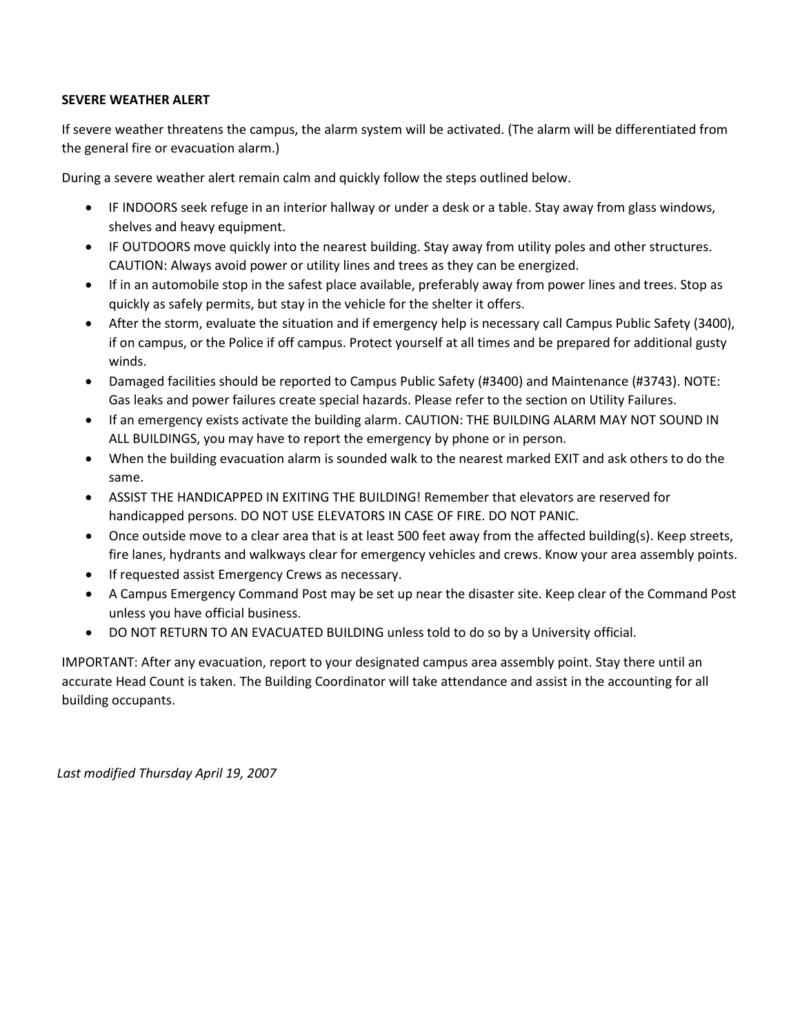**SEVERE WEATHER ALERT**

If severe weather threatens the campus, the alarm system will be activated. (The alarm will be differentiated from the general fire or evacuation alarm.)

During a severe weather alert remain calm and quickly follow the steps outlined below.

- IF INDOORS seek refuge in an interior hallway or under a desk or a table. Stay away from glass windows, shelves and heavy equipment.
- IF OUTDOORS move quickly into the nearest building. Stay away from utility poles and other structures. CAUTION: Always avoid power or utility lines and trees as they can be energized.
- If in an automobile stop in the safest place available, preferably away from power lines and trees. Stop as quickly as safely permits, but stay in the vehicle for the shelter it offers.
- After the storm, evaluate the situation and if emergency help is necessary call Campus Public Safety (3400), if on campus, or the Police if off campus. Protect yourself at all times and be prepared for additional gusty winds.
- Damaged facilities should be reported to Campus Public Safety (#3400) and Maintenance (#3743). NOTE: Gas leaks and power failures create special hazards. Please refer to the section on Utility Failures.
- If an emergency exists activate the building alarm. CAUTION: THE BUILDING ALARM MAY NOT SOUND IN ALL BUILDINGS, you may have to report the emergency by phone or in person.
- When the building evacuation alarm is sounded walk to the nearest marked EXIT and ask others to do the same.
- ASSIST THE HANDICAPPED IN EXITING THE BUILDING! Remember that elevators are reserved for handicapped persons. DO NOT USE ELEVATORS IN CASE OF FIRE. DO NOT PANIC.
- Once outside move to a clear area that is at least 500 feet away from the affected building(s). Keep streets, fire lanes, hydrants and walkways clear for emergency vehicles and crews. Know your area assembly points.
- If requested assist Emergency Crews as necessary.
- A Campus Emergency Command Post may be set up near the disaster site. Keep clear of the Command Post unless you have official business.
- DO NOT RETURN TO AN EVACUATED BUILDING unless told to do so by a University official.

IMPORTANT: After any evacuation, report to your designated campus area assembly point. Stay there until an accurate Head Count is taken. The Building Coordinator will take attendance and assist in the accounting for all building occupants.

*Last modified Thursday April 19, 2007*